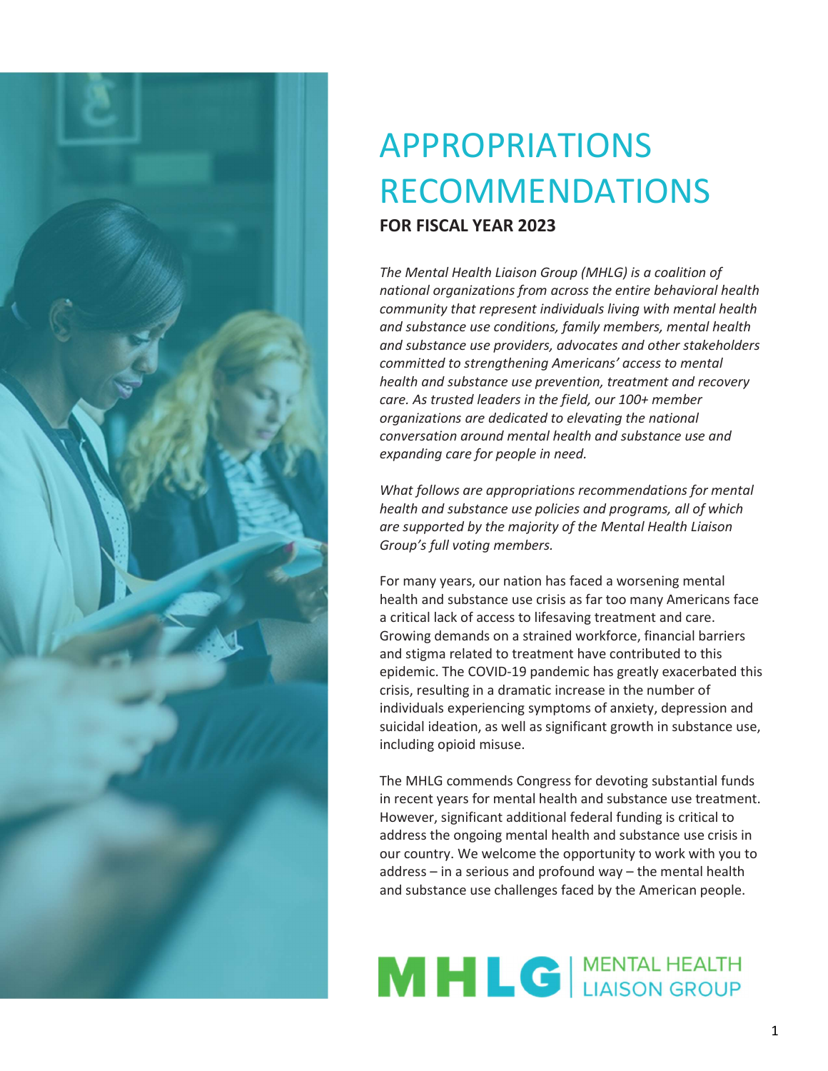# APPROPRIATIONS RECOMMENDATIONS

**FOR FISCAL YEAR 2023**

*The Mental Health Liaison Group (MHLG) is a coalition of national organizations from across the entire behavioral health community that represent individuals living with mental health and substance use conditions, family members, mental health and substance use providers, advocates and other stakeholders committed to strengthening Americans' access to mental health and substance use prevention, treatment and recovery care. As trusted leaders in the field, our 100+ member organizations are dedicated to elevating the national conversation around mental health and substance use and expanding care for people in need.*

*What follows are appropriations recommendations for mental health and substance use policies and programs, all of which are supported by the majority of the Mental Health Liaison Group's full voting members.*

For many years, our nation has faced a worsening mental health and substance use crisis as far too many Americans face a critical lack of access to lifesaving treatment and care. Growing demands on a strained workforce, financial barriers and stigma related to treatment have contributed to this epidemic. The COVID-19 pandemic has greatly exacerbated this crisis, resulting in a dramatic increase in the number of individuals experiencing symptoms of anxiety, depression and suicidal ideation, as well as significant growth in substance use, including opioid misuse.

The MHLG commends Congress for devoting substantial funds in recent years for mental health and substance use treatment. However, significant additional federal funding is critical to address the ongoing mental health and substance use crisis in our country. We welcome the opportunity to work with you to address – in a serious and profound way – the mental health and substance use challenges faced by the American people.

MHLG | MENTAL HEALTH LIAISON GROUP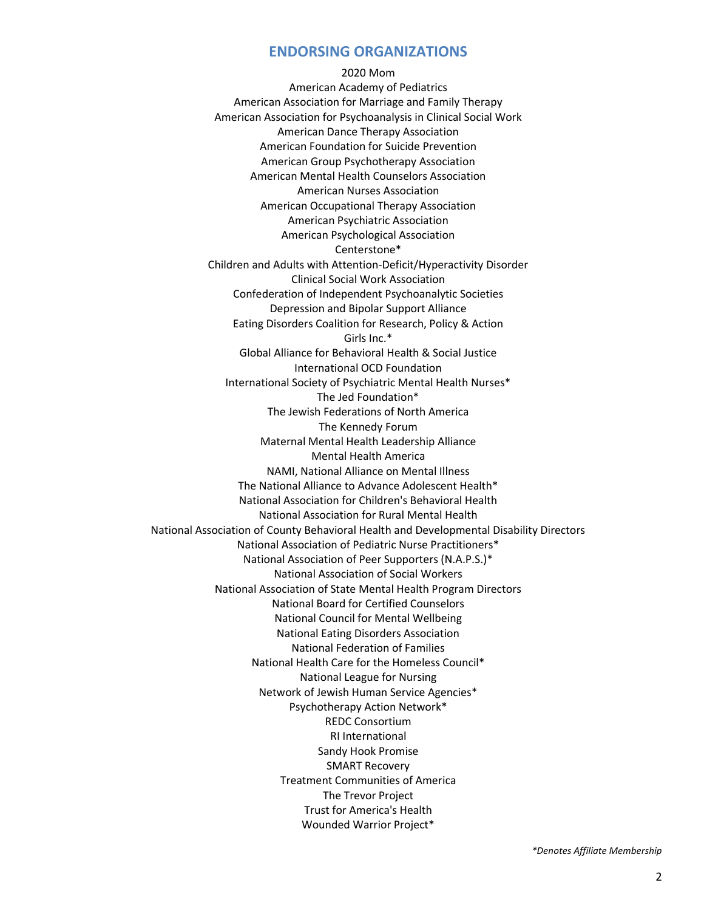## ENDORSING ORGANIZATIONS

2020 Mom
American Academy of Pediatrics
American Association for Marriage and Family Therapy
American Association for Psychoanalysis in Clinical Social Work
American Dance Therapy Association
American Foundation for Suicide Prevention
American Group Psychotherapy Association
American Mental Health Counselors Association
American Nurses Association
American Occupational Therapy Association
American Psychiatric Association
American Psychological Association
Centerstone*
Children and Adults with Attention-Deficit/Hyperactivity Disorder
Clinical Social Work Association
Confederation of Independent Psychoanalytic Societies
Depression and Bipolar Support Alliance
Eating Disorders Coalition for Research, Policy & Action
Girls Inc.*
Global Alliance for Behavioral Health & Social Justice
International OCD Foundation
International Society of Psychiatric Mental Health Nurses*
The Jed Foundation*
The Jewish Federations of North America
The Kennedy Forum
Maternal Mental Health Leadership Alliance
Mental Health America
NAMI, National Alliance on Mental Illness
The National Alliance to Advance Adolescent Health*
National Association for Children's Behavioral Health
National Association for Rural Mental Health
National Association of County Behavioral Health and Developmental Disability Directors
National Association of Pediatric Nurse Practitioners*
National Association of Peer Supporters (N.A.P.S.)*
National Association of Social Workers
National Association of State Mental Health Program Directors
National Board for Certified Counselors
National Council for Mental Wellbeing
National Eating Disorders Association
National Federation of Families
National Health Care for the Homeless Council*
National League for Nursing
Network of Jewish Human Service Agencies*
Psychotherapy Action Network*
REDC Consortium
RI International
Sandy Hook Promise
SMART Recovery
Treatment Communities of America
The Trevor Project
Trust for America's Health
Wounded Warrior Project*

*\*Denotes Affiliate Membership*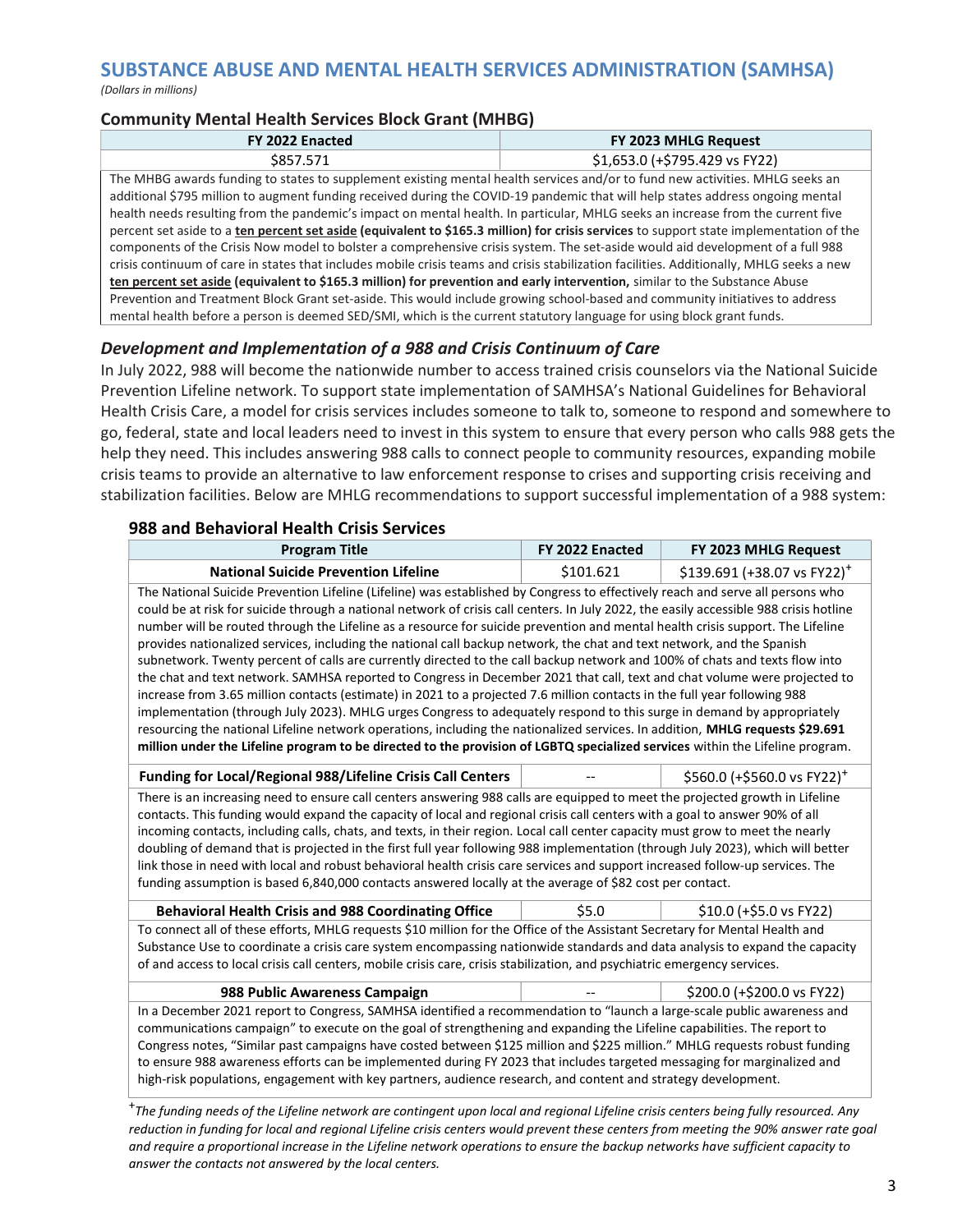## SUBSTANCE ABUSE AND MENTAL HEALTH SERVICES ADMINISTRATION (SAMHSA)

*(Dollars in millions)*

### Community Mental Health Services Block Grant (MHBG)

| FY 2022 Enacted | FY 2023 MHLG Request |
|---|---|
| \$857.571 | \$1,653.0 (+\$795.429 vs FY22) |

The MHBG awards funding to states to supplement existing mental health services and/or to fund new activities. MHLG seeks an additional \$795 million to augment funding received during the COVID-19 pandemic that will help states address ongoing mental health needs resulting from the pandemic's impact on mental health. In particular, MHLG seeks an increase from the current five percent set aside to a **ten percent set aside (equivalent to \$165.3 million) for crisis services** to support state implementation of the components of the Crisis Now model to bolster a comprehensive crisis system. The set-aside would aid development of a full 988 crisis continuum of care in states that includes mobile crisis teams and crisis stabilization facilities. Additionally, MHLG seeks a new **ten percent set aside (equivalent to \$165.3 million) for prevention and early intervention,** similar to the Substance Abuse Prevention and Treatment Block Grant set-aside. This would include growing school-based and community initiatives to address mental health before a person is deemed SED/SMI, which is the current statutory language for using block grant funds.

### *Development and Implementation of a 988 and Crisis Continuum of Care*

In July 2022, 988 will become the nationwide number to access trained crisis counselors via the National Suicide Prevention Lifeline network. To support state implementation of SAMHSA's National Guidelines for Behavioral Health Crisis Care, a model for crisis services includes someone to talk to, someone to respond and somewhere to go, federal, state and local leaders need to invest in this system to ensure that every person who calls 988 gets the help they need. This includes answering 988 calls to connect people to community resources, expanding mobile crisis teams to provide an alternative to law enforcement response to crises and supporting crisis receiving and stabilization facilities. Below are MHLG recommendations to support successful implementation of a 988 system:

#### 988 and Behavioral Health Crisis Services

| Program Title | FY 2022 Enacted | FY 2023 MHLG Request |
|---|---|---|
| **National Suicide Prevention Lifeline** | \$101.621 | \$139.691 (+38.07 vs FY22)⁺ |
| The National Suicide Prevention Lifeline (Lifeline) was established by Congress to effectively reach and serve all persons who could be at risk for suicide through a national network of crisis call centers. In July 2022, the easily accessible 988 crisis hotline number will be routed through the Lifeline as a resource for suicide prevention and mental health crisis support. The Lifeline provides nationalized services, including the national call backup network, the chat and text network, and the Spanish subnetwork. Twenty percent of calls are currently directed to the call backup network and 100% of chats and texts flow into the chat and text network. SAMHSA reported to Congress in December 2021 that call, text and chat volume were projected to increase from 3.65 million contacts (estimate) in 2021 to a projected 7.6 million contacts in the full year following 988 implementation (through July 2023). MHLG urges Congress to adequately respond to this surge in demand by appropriately resourcing the national Lifeline network operations, including the nationalized services. In addition, **MHLG requests \$29.691 million under the Lifeline program to be directed to the provision of LGBTQ specialized services** within the Lifeline program. | | |
| **Funding for Local/Regional 988/Lifeline Crisis Call Centers** | -- | \$560.0 (+\$560.0 vs FY22)⁺ |
| There is an increasing need to ensure call centers answering 988 calls are equipped to meet the projected growth in Lifeline contacts. This funding would expand the capacity of local and regional crisis call centers with a goal to answer 90% of all incoming contacts, including calls, chats, and texts, in their region. Local call center capacity must grow to meet the nearly doubling of demand that is projected in the first full year following 988 implementation (through July 2023), which will better link those in need with local and robust behavioral health crisis care services and support increased follow-up services. The funding assumption is based 6,840,000 contacts answered locally at the average of \$82 cost per contact. | | |
| **Behavioral Health Crisis and 988 Coordinating Office** | \$5.0 | \$10.0 (+\$5.0 vs FY22) |
| To connect all of these efforts, MHLG requests \$10 million for the Office of the Assistant Secretary for Mental Health and Substance Use to coordinate a crisis care system encompassing nationwide standards and data analysis to expand the capacity of and access to local crisis call centers, mobile crisis care, crisis stabilization, and psychiatric emergency services. | | |
| **988 Public Awareness Campaign** | -- | \$200.0 (+\$200.0 vs FY22) |
| In a December 2021 report to Congress, SAMHSA identified a recommendation to "launch a large-scale public awareness and communications campaign" to execute on the goal of strengthening and expanding the Lifeline capabilities. The report to Congress notes, "Similar past campaigns have costed between \$125 million and \$225 million." MHLG requests robust funding to ensure 988 awareness efforts can be implemented during FY 2023 that includes targeted messaging for marginalized and high-risk populations, engagement with key partners, audience research, and content and strategy development. | | |

⁺*The funding needs of the Lifeline network are contingent upon local and regional Lifeline crisis centers being fully resourced. Any reduction in funding for local and regional Lifeline crisis centers would prevent these centers from meeting the 90% answer rate goal and require a proportional increase in the Lifeline network operations to ensure the backup networks have sufficient capacity to answer the contacts not answered by the local centers.*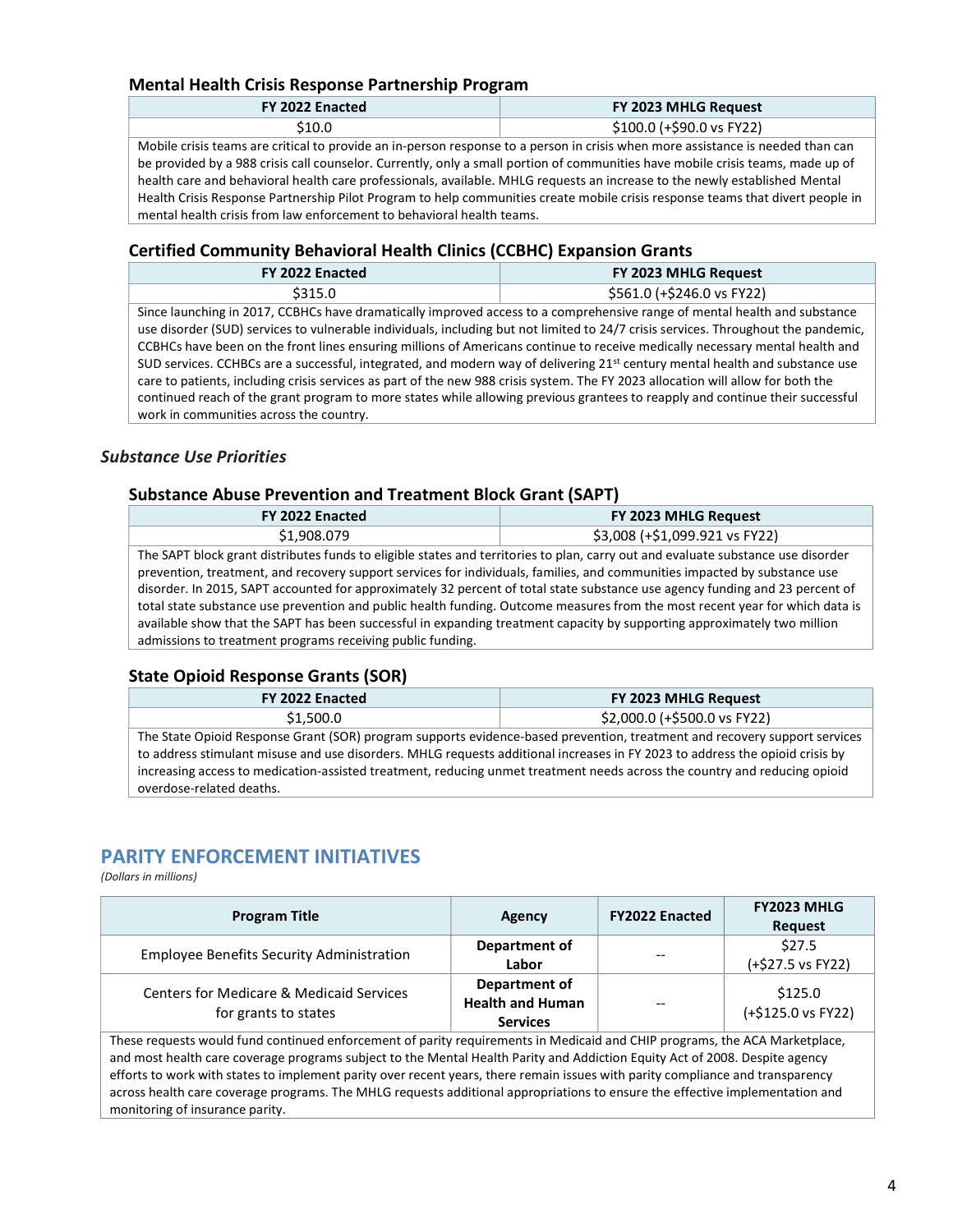### Mental Health Crisis Response Partnership Program

| FY 2022 Enacted | FY 2023 MHLG Request |
|---|---|
| $10.0 | $100.0 (+$90.0 vs FY22) |

Mobile crisis teams are critical to provide an in-person response to a person in crisis when more assistance is needed than can be provided by a 988 crisis call counselor. Currently, only a small portion of communities have mobile crisis teams, made up of health care and behavioral health care professionals, available. MHLG requests an increase to the newly established Mental Health Crisis Response Partnership Pilot Program to help communities create mobile crisis response teams that divert people in mental health crisis from law enforcement to behavioral health teams.

### Certified Community Behavioral Health Clinics (CCBHC) Expansion Grants

| FY 2022 Enacted | FY 2023 MHLG Request |
|---|---|
| $315.0 | $561.0 (+$246.0 vs FY22) |

Since launching in 2017, CCBHCs have dramatically improved access to a comprehensive range of mental health and substance use disorder (SUD) services to vulnerable individuals, including but not limited to 24/7 crisis services. Throughout the pandemic, CCBHCs have been on the front lines ensuring millions of Americans continue to receive medically necessary mental health and SUD services. CCHBCs are a successful, integrated, and modern way of delivering 21st century mental health and substance use care to patients, including crisis services as part of the new 988 crisis system. The FY 2023 allocation will allow for both the continued reach of the grant program to more states while allowing previous grantees to reapply and continue their successful work in communities across the country.

## *Substance Use Priorities*

### Substance Abuse Prevention and Treatment Block Grant (SAPT)

| FY 2022 Enacted | FY 2023 MHLG Request |
|---|---|
| $1,908.079 | $3,008 (+$1,099.921 vs FY22) |

The SAPT block grant distributes funds to eligible states and territories to plan, carry out and evaluate substance use disorder prevention, treatment, and recovery support services for individuals, families, and communities impacted by substance use disorder. In 2015, SAPT accounted for approximately 32 percent of total state substance use agency funding and 23 percent of total state substance use prevention and public health funding. Outcome measures from the most recent year for which data is available show that the SAPT has been successful in expanding treatment capacity by supporting approximately two million admissions to treatment programs receiving public funding.

### State Opioid Response Grants (SOR)

| FY 2022 Enacted | FY 2023 MHLG Request |
|---|---|
| $1,500.0 | $2,000.0 (+$500.0 vs FY22) |

The State Opioid Response Grant (SOR) program supports evidence-based prevention, treatment and recovery support services to address stimulant misuse and use disorders. MHLG requests additional increases in FY 2023 to address the opioid crisis by increasing access to medication-assisted treatment, reducing unmet treatment needs across the country and reducing opioid overdose-related deaths.

## PARITY ENFORCEMENT INITIATIVES

*(Dollars in millions)*

| Program Title | Agency | FY2022 Enacted | FY2023 MHLG Request |
|---|---|---|---|
| Employee Benefits Security Administration | **Department of Labor** | -- | $27.5 (+$27.5 vs FY22) |
| Centers for Medicare & Medicaid Services for grants to states | **Department of Health and Human Services** | -- | $125.0 (+$125.0 vs FY22) |

These requests would fund continued enforcement of parity requirements in Medicaid and CHIP programs, the ACA Marketplace, and most health care coverage programs subject to the Mental Health Parity and Addiction Equity Act of 2008. Despite agency efforts to work with states to implement parity over recent years, there remain issues with parity compliance and transparency across health care coverage programs. The MHLG requests additional appropriations to ensure the effective implementation and monitoring of insurance parity.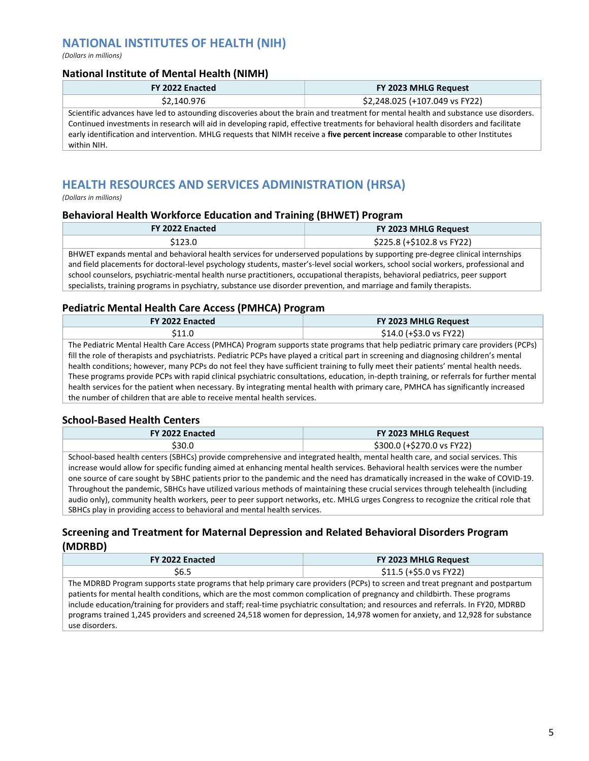## NATIONAL INSTITUTES OF HEALTH (NIH)

*(Dollars in millions)*

### National Institute of Mental Health (NIMH)

| FY 2022 Enacted | FY 2023 MHLG Request |
|---|---|
| $2,140.976 | $2,248.025 (+107.049 vs FY22) |

Scientific advances have led to astounding discoveries about the brain and treatment for mental health and substance use disorders. Continued investments in research will aid in developing rapid, effective treatments for behavioral health disorders and facilitate early identification and intervention. MHLG requests that NIMH receive a **five percent increase** comparable to other Institutes within NIH.

## HEALTH RESOURCES AND SERVICES ADMINISTRATION (HRSA)

*(Dollars in millions)*

### Behavioral Health Workforce Education and Training (BHWET) Program

| FY 2022 Enacted | FY 2023 MHLG Request |
|---|---|
| $123.0 | $225.8 (+$102.8 vs FY22) |

BHWET expands mental and behavioral health services for underserved populations by supporting pre-degree clinical internships and field placements for doctoral-level psychology students, master's-level social workers, school social workers, professional and school counselors, psychiatric-mental health nurse practitioners, occupational therapists, behavioral pediatrics, peer support specialists, training programs in psychiatry, substance use disorder prevention, and marriage and family therapists.

### Pediatric Mental Health Care Access (PMHCA) Program

| FY 2022 Enacted | FY 2023 MHLG Request |
|---|---|
| $11.0 | $14.0 (+$3.0 vs FY22) |

The Pediatric Mental Health Care Access (PMHCA) Program supports state programs that help pediatric primary care providers (PCPs) fill the role of therapists and psychiatrists. Pediatric PCPs have played a critical part in screening and diagnosing children's mental health conditions; however, many PCPs do not feel they have sufficient training to fully meet their patients' mental health needs. These programs provide PCPs with rapid clinical psychiatric consultations, education, in-depth training, or referrals for further mental health services for the patient when necessary. By integrating mental health with primary care, PMHCA has significantly increased the number of children that are able to receive mental health services.

### School-Based Health Centers

| FY 2022 Enacted | FY 2023 MHLG Request |
|---|---|
| $30.0 | $300.0 (+$270.0 vs FY22) |

School-based health centers (SBHCs) provide comprehensive and integrated health, mental health care, and social services. This increase would allow for specific funding aimed at enhancing mental health services. Behavioral health services were the number one source of care sought by SBHC patients prior to the pandemic and the need has dramatically increased in the wake of COVID-19. Throughout the pandemic, SBHCs have utilized various methods of maintaining these crucial services through telehealth (including audio only), community health workers, peer to peer support networks, etc. MHLG urges Congress to recognize the critical role that SBHCs play in providing access to behavioral and mental health services.

### Screening and Treatment for Maternal Depression and Related Behavioral Disorders Program (MDRBD)

| FY 2022 Enacted | FY 2023 MHLG Request |
|---|---|
| $6.5 | $11.5 (+$5.0 vs FY22) |

The MDRBD Program supports state programs that help primary care providers (PCPs) to screen and treat pregnant and postpartum patients for mental health conditions, which are the most common complication of pregnancy and childbirth. These programs include education/training for providers and staff; real-time psychiatric consultation; and resources and referrals. In FY20, MDRBD programs trained 1,245 providers and screened 24,518 women for depression, 14,978 women for anxiety, and 12,928 for substance use disorders.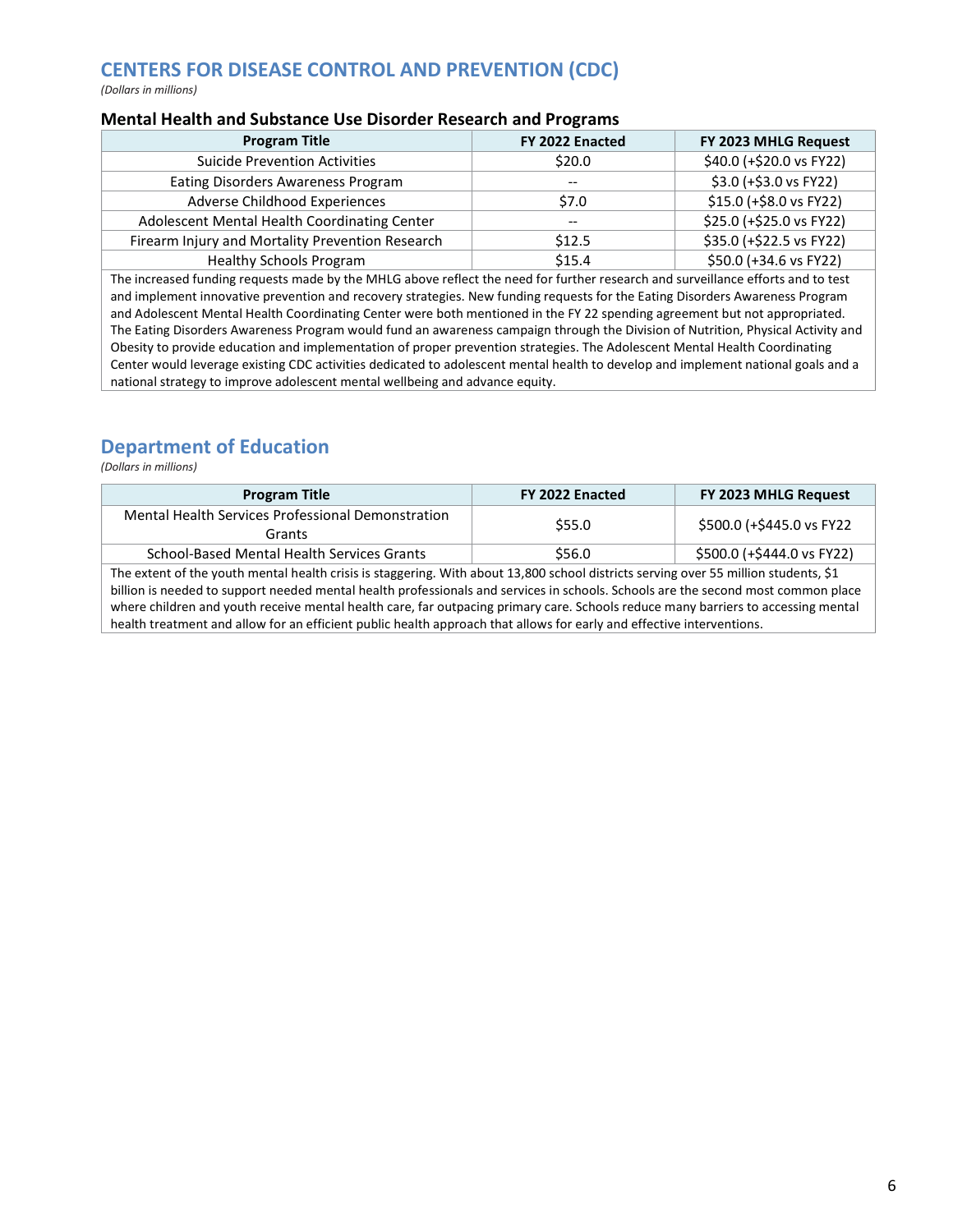## CENTERS FOR DISEASE CONTROL AND PREVENTION (CDC)

*(Dollars in millions)*

### Mental Health and Substance Use Disorder Research and Programs

| Program Title | FY 2022 Enacted | FY 2023 MHLG Request |
|---|---|---|
| Suicide Prevention Activities | $20.0 | $40.0 (+$20.0 vs FY22) |
| Eating Disorders Awareness Program | -- | $3.0 (+$3.0 vs FY22) |
| Adverse Childhood Experiences | $7.0 | $15.0 (+$8.0 vs FY22) |
| Adolescent Mental Health Coordinating Center | -- | $25.0 (+$25.0 vs FY22) |
| Firearm Injury and Mortality Prevention Research | $12.5 | $35.0 (+$22.5 vs FY22) |
| Healthy Schools Program | $15.4 | $50.0 (+34.6 vs FY22) |

The increased funding requests made by the MHLG above reflect the need for further research and surveillance efforts and to test and implement innovative prevention and recovery strategies. New funding requests for the Eating Disorders Awareness Program and Adolescent Mental Health Coordinating Center were both mentioned in the FY 22 spending agreement but not appropriated. The Eating Disorders Awareness Program would fund an awareness campaign through the Division of Nutrition, Physical Activity and Obesity to provide education and implementation of proper prevention strategies. The Adolescent Mental Health Coordinating Center would leverage existing CDC activities dedicated to adolescent mental health to develop and implement national goals and a national strategy to improve adolescent mental wellbeing and advance equity.

## Department of Education

*(Dollars in millions)*

| Program Title | FY 2022 Enacted | FY 2023 MHLG Request |
|---|---|---|
| Mental Health Services Professional Demonstration Grants | $55.0 | $500.0 (+$445.0 vs FY22 |
| School-Based Mental Health Services Grants | $56.0 | $500.0 (+$444.0 vs FY22) |

The extent of the youth mental health crisis is staggering. With about 13,800 school districts serving over 55 million students, $1 billion is needed to support needed mental health professionals and services in schools. Schools are the second most common place where children and youth receive mental health care, far outpacing primary care. Schools reduce many barriers to accessing mental health treatment and allow for an efficient public health approach that allows for early and effective interventions.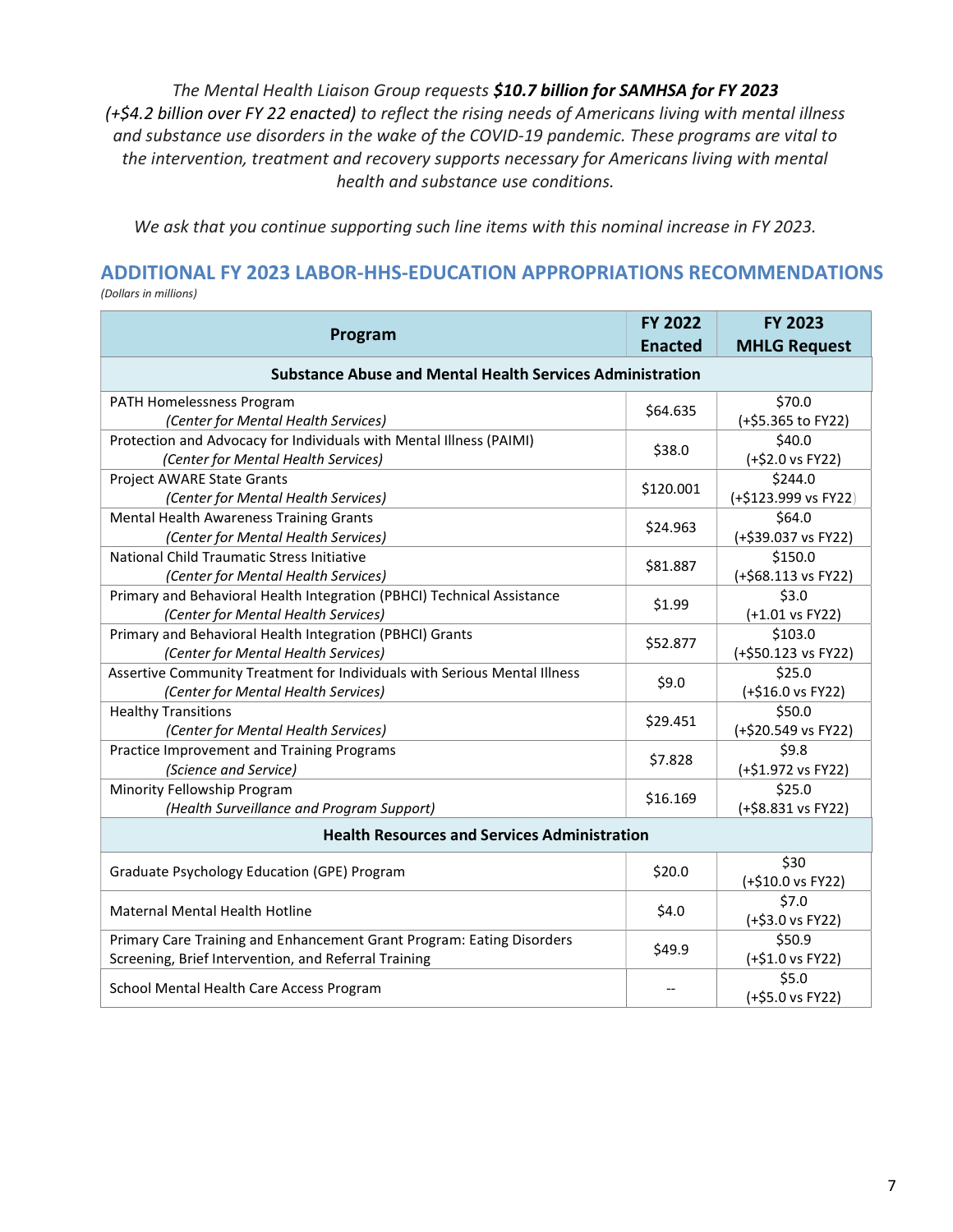*The Mental Health Liaison Group requests **$10.7 billion for SAMHSA for FY 2023** (+$4.2 billion over FY 22 enacted) to reflect the rising needs of Americans living with mental illness and substance use disorders in the wake of the COVID-19 pandemic. These programs are vital to the intervention, treatment and recovery supports necessary for Americans living with mental health and substance use conditions.*

*We ask that you continue supporting such line items with this nominal increase in FY 2023.*

## ADDITIONAL FY 2023 LABOR-HHS-EDUCATION APPROPRIATIONS RECOMMENDATIONS

*(Dollars in millions)*

| Program | FY 2022 Enacted | FY 2023 MHLG Request |
|---|---|---|
| **Substance Abuse and Mental Health Services Administration** | | |
| PATH Homelessness Program *(Center for Mental Health Services)* | $64.635 | $70.0 (+$5.365 to FY22) |
| Protection and Advocacy for Individuals with Mental Illness (PAIMI) *(Center for Mental Health Services)* | $38.0 | $40.0 (+$2.0 vs FY22) |
| Project AWARE State Grants *(Center for Mental Health Services)* | $120.001 | $244.0 (+$123.999 vs FY22) |
| Mental Health Awareness Training Grants *(Center for Mental Health Services)* | $24.963 | $64.0 (+$39.037 vs FY22) |
| National Child Traumatic Stress Initiative *(Center for Mental Health Services)* | $81.887 | $150.0 (+$68.113 vs FY22) |
| Primary and Behavioral Health Integration (PBHCI) Technical Assistance *(Center for Mental Health Services)* | $1.99 | $3.0 (+1.01 vs FY22) |
| Primary and Behavioral Health Integration (PBHCI) Grants *(Center for Mental Health Services)* | $52.877 | $103.0 (+$50.123 vs FY22) |
| Assertive Community Treatment for Individuals with Serious Mental Illness *(Center for Mental Health Services)* | $9.0 | $25.0 (+$16.0 vs FY22) |
| Healthy Transitions *(Center for Mental Health Services)* | $29.451 | $50.0 (+$20.549 vs FY22) |
| Practice Improvement and Training Programs *(Science and Service)* | $7.828 | $9.8 (+$1.972 vs FY22) |
| Minority Fellowship Program *(Health Surveillance and Program Support)* | $16.169 | $25.0 (+$8.831 vs FY22) |
| **Health Resources and Services Administration** | | |
| Graduate Psychology Education (GPE) Program | $20.0 | $30 (+$10.0 vs FY22) |
| Maternal Mental Health Hotline | $4.0 | $7.0 (+$3.0 vs FY22) |
| Primary Care Training and Enhancement Grant Program: Eating Disorders Screening, Brief Intervention, and Referral Training | $49.9 | $50.9 (+$1.0 vs FY22) |
| School Mental Health Care Access Program | -- | $5.0 (+$5.0 vs FY22) |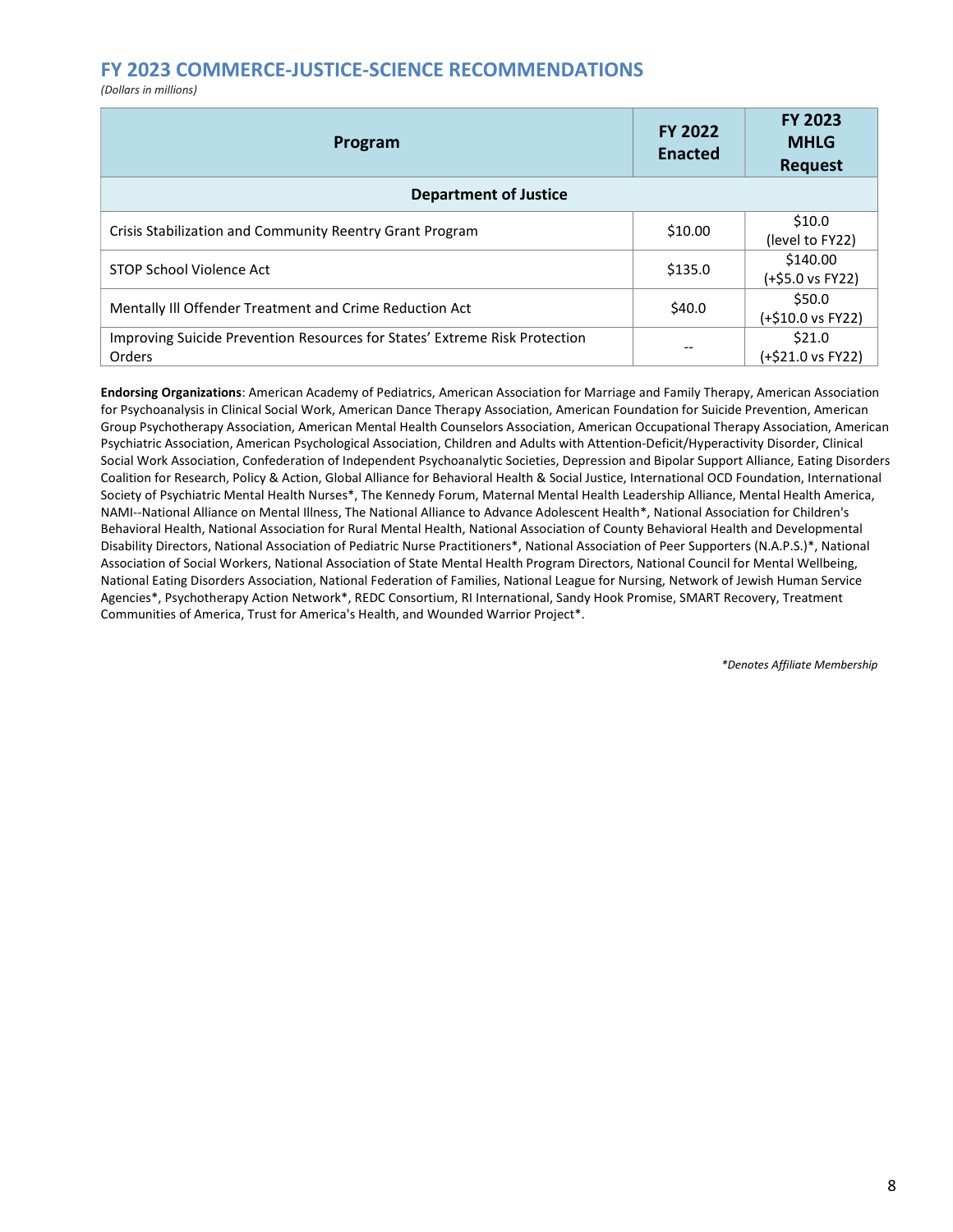## FY 2023 COMMERCE-JUSTICE-SCIENCE RECOMMENDATIONS

*(Dollars in millions)*

| Program | FY 2022 Enacted | FY 2023 MHLG Request |
|---|---|---|
| **Department of Justice** | | |
| Crisis Stabilization and Community Reentry Grant Program | $10.00 | $10.0 (level to FY22) |
| STOP School Violence Act | $135.0 | $140.00 (+$5.0 vs FY22) |
| Mentally Ill Offender Treatment and Crime Reduction Act | $40.0 | $50.0 (+$10.0 vs FY22) |
| Improving Suicide Prevention Resources for States' Extreme Risk Protection Orders | -- | $21.0 (+$21.0 vs FY22) |

**Endorsing Organizations**: American Academy of Pediatrics, American Association for Marriage and Family Therapy, American Association for Psychoanalysis in Clinical Social Work, American Dance Therapy Association, American Foundation for Suicide Prevention, American Group Psychotherapy Association, American Mental Health Counselors Association, American Occupational Therapy Association, American Psychiatric Association, American Psychological Association, Children and Adults with Attention-Deficit/Hyperactivity Disorder, Clinical Social Work Association, Confederation of Independent Psychoanalytic Societies, Depression and Bipolar Support Alliance, Eating Disorders Coalition for Research, Policy & Action, Global Alliance for Behavioral Health & Social Justice, International OCD Foundation, International Society of Psychiatric Mental Health Nurses*, The Kennedy Forum, Maternal Mental Health Leadership Alliance, Mental Health America, NAMI--National Alliance on Mental Illness, The National Alliance to Advance Adolescent Health*, National Association for Children's Behavioral Health, National Association for Rural Mental Health, National Association of County Behavioral Health and Developmental Disability Directors, National Association of Pediatric Nurse Practitioners*, National Association of Peer Supporters (N.A.P.S.)*, National Association of Social Workers, National Association of State Mental Health Program Directors, National Council for Mental Wellbeing, National Eating Disorders Association, National Federation of Families, National League for Nursing, Network of Jewish Human Service Agencies*, Psychotherapy Action Network*, REDC Consortium, RI International, Sandy Hook Promise, SMART Recovery, Treatment Communities of America, Trust for America's Health, and Wounded Warrior Project*.

*\*Denotes Affiliate Membership*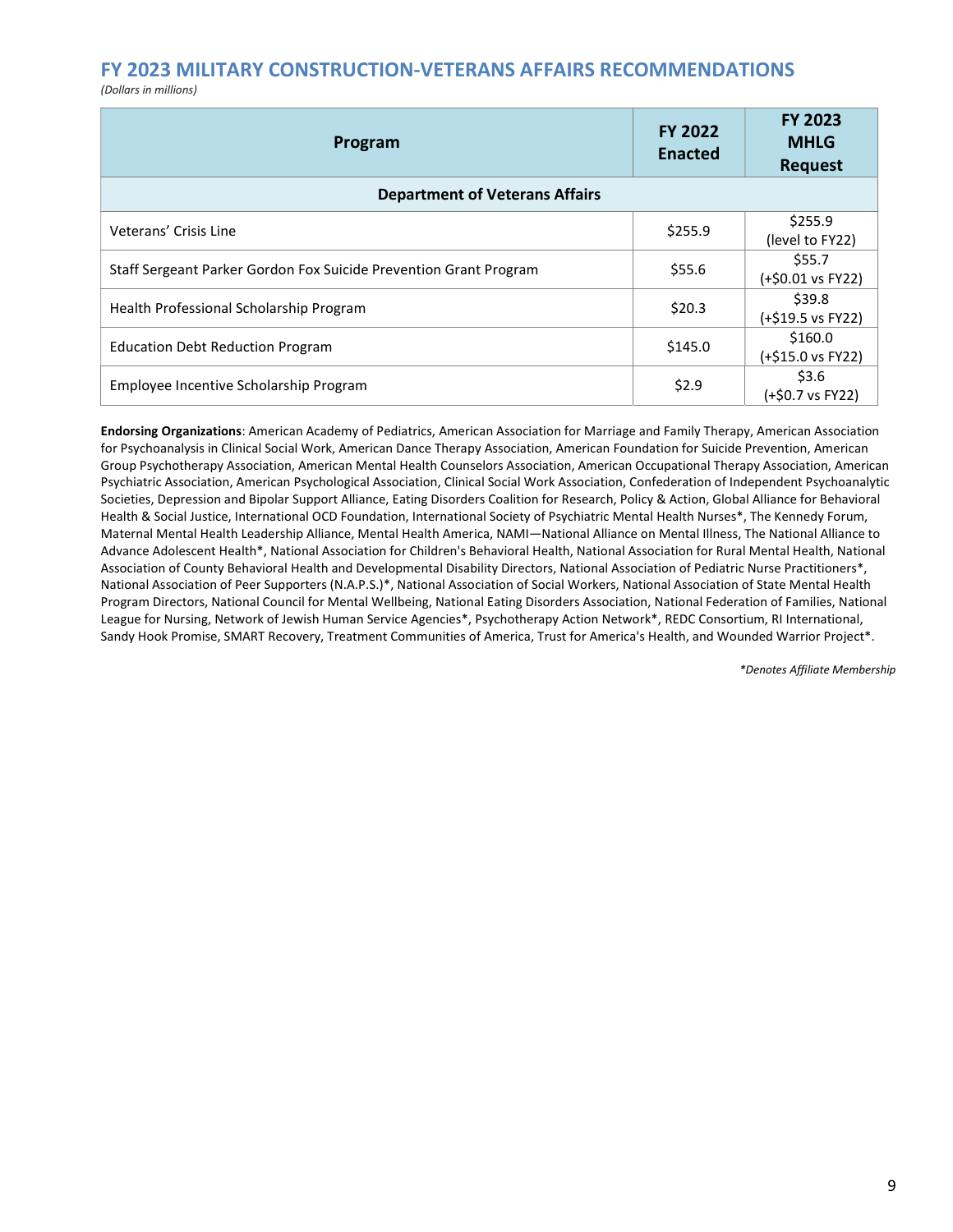## FY 2023 MILITARY CONSTRUCTION-VETERANS AFFAIRS RECOMMENDATIONS

*(Dollars in millions)*

| Program | FY 2022 Enacted | FY 2023 MHLG Request |
|---|---|---|
| **Department of Veterans Affairs** | | |
| Veterans' Crisis Line | $255.9 | $255.9 (level to FY22) |
| Staff Sergeant Parker Gordon Fox Suicide Prevention Grant Program | $55.6 | $55.7 (+$0.01 vs FY22) |
| Health Professional Scholarship Program | $20.3 | $39.8 (+$19.5 vs FY22) |
| Education Debt Reduction Program | $145.0 | $160.0 (+$15.0 vs FY22) |
| Employee Incentive Scholarship Program | $2.9 | $3.6 (+$0.7 vs FY22) |

**Endorsing Organizations**: American Academy of Pediatrics, American Association for Marriage and Family Therapy, American Association for Psychoanalysis in Clinical Social Work, American Dance Therapy Association, American Foundation for Suicide Prevention, American Group Psychotherapy Association, American Mental Health Counselors Association, American Occupational Therapy Association, American Psychiatric Association, American Psychological Association, Clinical Social Work Association, Confederation of Independent Psychoanalytic Societies, Depression and Bipolar Support Alliance, Eating Disorders Coalition for Research, Policy & Action, Global Alliance for Behavioral Health & Social Justice, International OCD Foundation, International Society of Psychiatric Mental Health Nurses*, The Kennedy Forum, Maternal Mental Health Leadership Alliance, Mental Health America, NAMI—National Alliance on Mental Illness, The National Alliance to Advance Adolescent Health*, National Association for Children's Behavioral Health, National Association for Rural Mental Health, National Association of County Behavioral Health and Developmental Disability Directors, National Association of Pediatric Nurse Practitioners*, National Association of Peer Supporters (N.A.P.S.)*, National Association of Social Workers, National Association of State Mental Health Program Directors, National Council for Mental Wellbeing, National Eating Disorders Association, National Federation of Families, National League for Nursing, Network of Jewish Human Service Agencies*, Psychotherapy Action Network*, REDC Consortium, RI International, Sandy Hook Promise, SMART Recovery, Treatment Communities of America, Trust for America's Health, and Wounded Warrior Project*.

*\*Denotes Affiliate Membership*